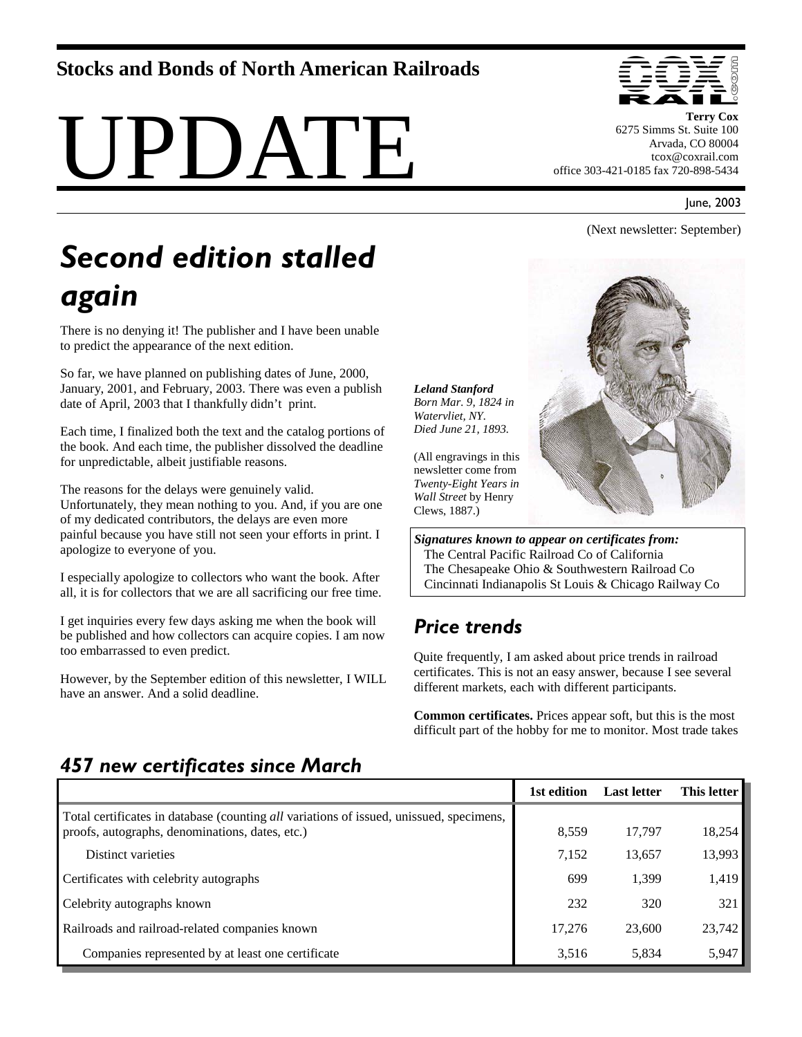# Stocks and Bonds of North American Railroads

# UPDATE

**Terry Cox**
6275 Simms St. Suite 100
Arvada, CO 80004
tcox@coxrail.com
office 303-421-0185 fax 720-898-5434

June, 2003

(Next newsletter: September)

## *Second edition stalled again*

There is no denying it! The publisher and I have been unable to predict the appearance of the next edition.

So far, we have planned on publishing dates of June, 2000, January, 2001, and February, 2003. There was even a publish date of April, 2003 that I thankfully didn't print.

Each time, I finalized both the text and the catalog portions of the book. And each time, the publisher dissolved the deadline for unpredictable, albeit justifiable reasons.

The reasons for the delays were genuinely valid. Unfortunately, they mean nothing to you. And, if you are one of my dedicated contributors, the delays are even more painful because you have still not seen your efforts in print. I apologize to everyone of you.

I especially apologize to collectors who want the book. After all, it is for collectors that we are all sacrificing our free time.

I get inquiries every few days asking me when the book will be published and how collectors can acquire copies. I am now too embarrassed to even predict.

However, by the September edition of this newsletter, I WILL have an answer. And a solid deadline.

***Leland Stanford***
*Born Mar. 9, 1824 in Watervliet, NY. Died June 21, 1893.*

(All engravings in this newsletter come from *Twenty-Eight Years in Wall Street* by Henry Clews, 1887.)

***Signatures known to appear on certificates from:***
The Central Pacific Railroad Co of California
The Chesapeake Ohio & Southwestern Railroad Co
Cincinnati Indianapolis St Louis & Chicago Railway Co

## *Price trends*

Quite frequently, I am asked about price trends in railroad certificates. This is not an easy answer, because I see several different markets, each with different participants.

**Common certificates.** Prices appear soft, but this is the most difficult part of the hobby for me to monitor. Most trade takes

## *457 new certificates since March*

| | 1st edition | Last letter | This letter |
|---|---|---|---|
| Total certificates in database (counting *all* variations of issued, unissued, specimens, proofs, autographs, denominations, dates, etc.) | 8,559 | 17,797 | 18,254 |
| Distinct varieties | 7,152 | 13,657 | 13,993 |
| Certificates with celebrity autographs | 699 | 1,399 | 1,419 |
| Celebrity autographs known | 232 | 320 | 321 |
| Railroads and railroad-related companies known | 17,276 | 23,600 | 23,742 |
| Companies represented by at least one certificate | 3,516 | 5,834 | 5,947 |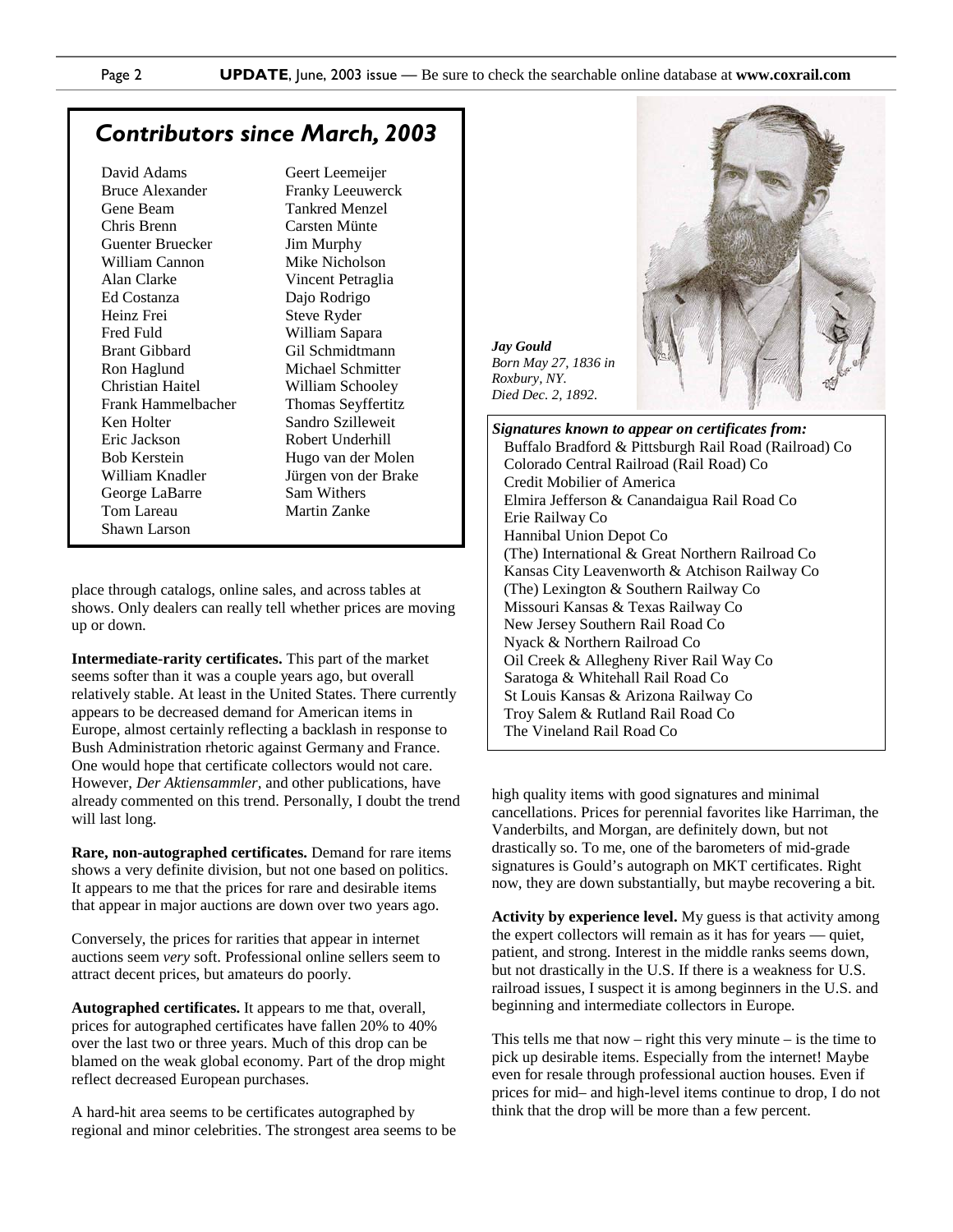## Contributors since March, 2003

David Adams
Bruce Alexander
Gene Beam
Chris Brenn
Guenter Bruecker
William Cannon
Alan Clarke
Ed Costanza
Heinz Frei
Fred Fuld
Brant Gibbard
Ron Haglund
Christian Haitel
Frank Hammelbacher
Ken Holter
Eric Jackson
Bob Kerstein
William Knadler
George LaBarre
Tom Lareau
Shawn Larson
Geert Leemeijer
Franky Leeuwerck
Tankred Menzel
Carsten Münte
Jim Murphy
Mike Nicholson
Vincent Petraglia
Dajo Rodrigo
Steve Ryder
William Sapara
Gil Schmidtmann
Michael Schmitter
William Schooley
Thomas Seyffertitz
Sandro Szilleweit
Robert Underhill
Hugo van der Molen
Jürgen von der Brake
Sam Withers
Martin Zanke

place through catalogs, online sales, and across tables at shows. Only dealers can really tell whether prices are moving up or down.

**Intermediate-rarity certificates.** This part of the market seems softer than it was a couple years ago, but overall relatively stable. At least in the United States. There currently appears to be decreased demand for American items in Europe, almost certainly reflecting a backlash in response to Bush Administration rhetoric against Germany and France. One would hope that certificate collectors would not care. However, *Der Aktiensammler,* and other publications, have already commented on this trend. Personally, I doubt the trend will last long.

**Rare, non-autographed certificates.** Demand for rare items shows a very definite division, but not one based on politics. It appears to me that the prices for rare and desirable items that appear in major auctions are down over two years ago.

Conversely, the prices for rarities that appear in internet auctions seem *very* soft. Professional online sellers seem to attract decent prices, but amateurs do poorly.

**Autographed certificates.** It appears to me that, overall, prices for autographed certificates have fallen 20% to 40% over the last two or three years. Much of this drop can be blamed on the weak global economy. Part of the drop might reflect decreased European purchases.

A hard-hit area seems to be certificates autographed by regional and minor celebrities. The strongest area seems to be high quality items with good signatures and minimal cancellations. Prices for perennial favorites like Harriman, the Vanderbilts, and Morgan, are definitely down, but not drastically so. To me, one of the barometers of mid-grade signatures is Gould's autograph on MKT certificates. Right now, they are down substantially, but maybe recovering a bit.

**Activity by experience level.** My guess is that activity among the expert collectors will remain as it has for years — quiet, patient, and strong. Interest in the middle ranks seems down, but not drastically in the U.S. If there is a weakness for U.S. railroad issues, I suspect it is among beginners in the U.S. and beginning and intermediate collectors in Europe.

This tells me that now – right this very minute – is the time to pick up desirable items. Especially from the internet! Maybe even for resale through professional auction houses. Even if prices for mid– and high-level items continue to drop, I do not think that the drop will be more than a few percent.

***Jay Gould***
*Born May 27, 1836 in Roxbury, NY.*
*Died Dec. 2, 1892.*

***Signatures known to appear on certificates from:***

- Buffalo Bradford & Pittsburgh Rail Road (Railroad) Co
- Colorado Central Railroad (Rail Road) Co
- Credit Mobilier of America
- Elmira Jefferson & Canandaigua Rail Road Co
- Erie Railway Co
- Hannibal Union Depot Co
- (The) International & Great Northern Railroad Co
- Kansas City Leavenworth & Atchison Railway Co
- (The) Lexington & Southern Railway Co
- Missouri Kansas & Texas Railway Co
- New Jersey Southern Rail Road Co
- Nyack & Northern Railroad Co
- Oil Creek & Allegheny River Rail Way Co
- Saratoga & Whitehall Rail Road Co
- St Louis Kansas & Arizona Railway Co
- Troy Salem & Rutland Rail Road Co
- The Vineland Rail Road Co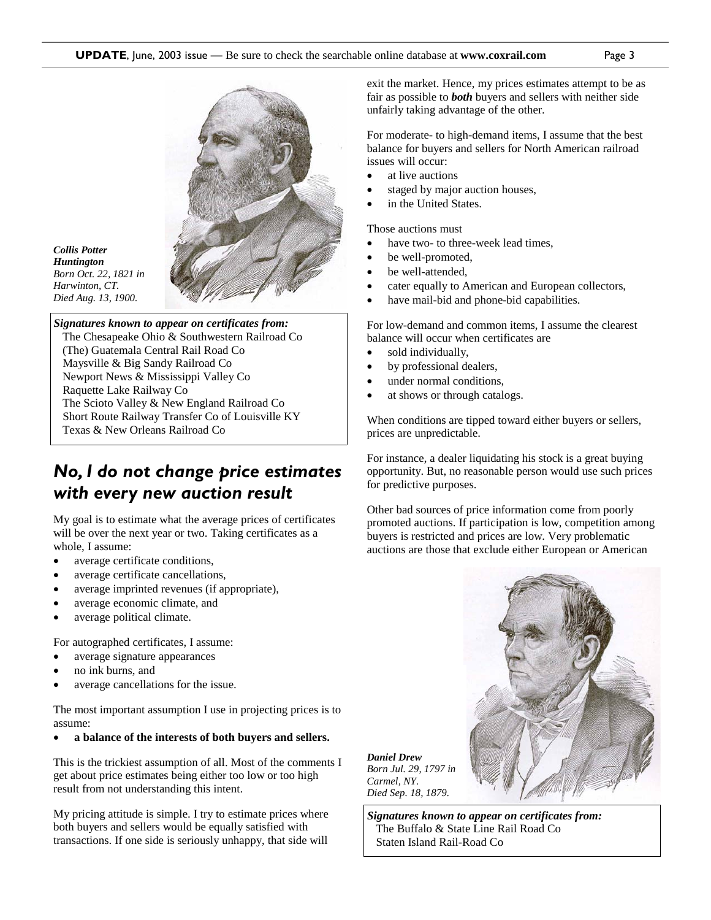*Collis Potter Huntington*
*Born Oct. 22, 1821 in Harwinton, CT.*
*Died Aug. 13, 1900.*

***Signatures known to appear on certificates from:***
The Chesapeake Ohio & Southwestern Railroad Co
(The) Guatemala Central Rail Road Co
Maysville & Big Sandy Railroad Co
Newport News & Mississippi Valley Co
Raquette Lake Railway Co
The Scioto Valley & New England Railroad Co
Short Route Railway Transfer Co of Louisville KY
Texas & New Orleans Railroad Co

## *No, I do not change price estimates with every new auction result*

My goal is to estimate what the average prices of certificates will be over the next year or two. Taking certificates as a whole, I assume:

- average certificate conditions,
- average certificate cancellations,
- average imprinted revenues (if appropriate),
- average economic climate, and
- average political climate.

For autographed certificates, I assume:

- average signature appearances
- no ink burns, and
- average cancellations for the issue.

The most important assumption I use in projecting prices is to assume:

- **a balance of the interests of both buyers and sellers.**

This is the trickiest assumption of all. Most of the comments I get about price estimates being either too low or too high result from not understanding this intent.

My pricing attitude is simple. I try to estimate prices where both buyers and sellers would be equally satisfied with transactions. If one side is seriously unhappy, that side will exit the market. Hence, my prices estimates attempt to be as fair as possible to ***both*** buyers and sellers with neither side unfairly taking advantage of the other.

For moderate- to high-demand items, I assume that the best balance for buyers and sellers for North American railroad issues will occur:

- at live auctions
- staged by major auction houses,
- in the United States.

Those auctions must

- have two- to three-week lead times,
- be well-promoted,
- be well-attended,
- cater equally to American and European collectors,
- have mail-bid and phone-bid capabilities.

For low-demand and common items, I assume the clearest balance will occur when certificates are

- sold individually,
- by professional dealers,
- under normal conditions,
- at shows or through catalogs.

When conditions are tipped toward either buyers or sellers, prices are unpredictable.

For instance, a dealer liquidating his stock is a great buying opportunity. But, no reasonable person would use such prices for predictive purposes.

Other bad sources of price information come from poorly promoted auctions. If participation is low, competition among buyers is restricted and prices are low. Very problematic auctions are those that exclude either European or American

*Daniel Drew*
*Born Jul. 29, 1797 in Carmel, NY.*
*Died Sep. 18, 1879.*

***Signatures known to appear on certificates from:***
The Buffalo & State Line Rail Road Co
Staten Island Rail-Road Co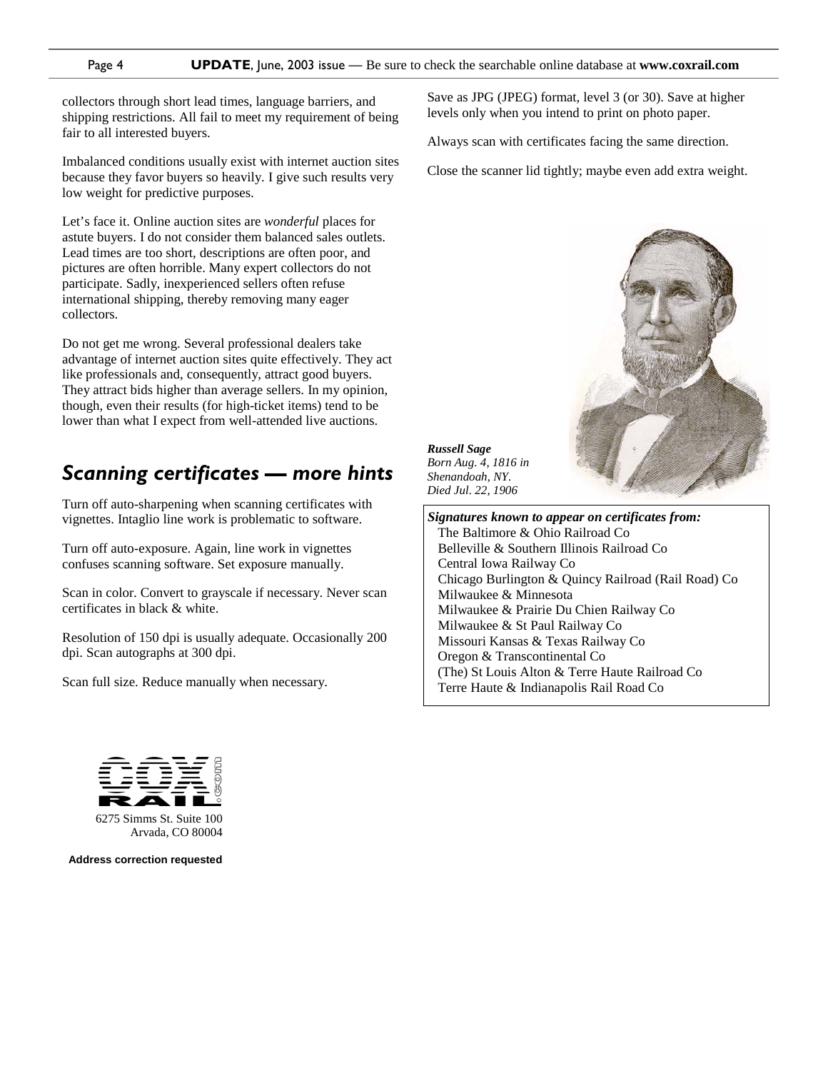collectors through short lead times, language barriers, and shipping restrictions. All fail to meet my requirement of being fair to all interested buyers.

Imbalanced conditions usually exist with internet auction sites because they favor buyers so heavily. I give such results very low weight for predictive purposes.

Let's face it. Online auction sites are *wonderful* places for astute buyers. I do not consider them balanced sales outlets. Lead times are too short, descriptions are often poor, and pictures are often horrible. Many expert collectors do not participate. Sadly, inexperienced sellers often refuse international shipping, thereby removing many eager collectors.

Do not get me wrong. Several professional dealers take advantage of internet auction sites quite effectively. They act like professionals and, consequently, attract good buyers. They attract bids higher than average sellers. In my opinion, though, even their results (for high-ticket items) tend to be lower than what I expect from well-attended live auctions.

## Scanning certificates — more hints

Turn off auto-sharpening when scanning certificates with vignettes. Intaglio line work is problematic to software.

Turn off auto-exposure. Again, line work in vignettes confuses scanning software. Set exposure manually.

Scan in color. Convert to grayscale if necessary. Never scan certificates in black & white.

Resolution of 150 dpi is usually adequate. Occasionally 200 dpi. Scan autographs at 300 dpi.

Scan full size. Reduce manually when necessary.

Save as JPG (JPEG) format, level 3 (or 30). Save at higher levels only when you intend to print on photo paper.

Always scan with certificates facing the same direction.

Close the scanner lid tightly; maybe even add extra weight.

***Russell Sage***
*Born Aug. 4, 1816 in Shenandoah, NY.*
*Died Jul. 22, 1906*

***Signatures known to appear on certificates from:***

- The Baltimore & Ohio Railroad Co
- Belleville & Southern Illinois Railroad Co
- Central Iowa Railway Co
- Chicago Burlington & Quincy Railroad (Rail Road) Co
- Milwaukee & Minnesota
- Milwaukee & Prairie Du Chien Railway Co
- Milwaukee & St Paul Railway Co
- Missouri Kansas & Texas Railway Co
- Oregon & Transcontinental Co
- (The) St Louis Alton & Terre Haute Railroad Co
- Terre Haute & Indianapolis Rail Road Co

COX RAIL .com
6275 Simms St. Suite 100
Arvada, CO 80004

**Address correction requested**